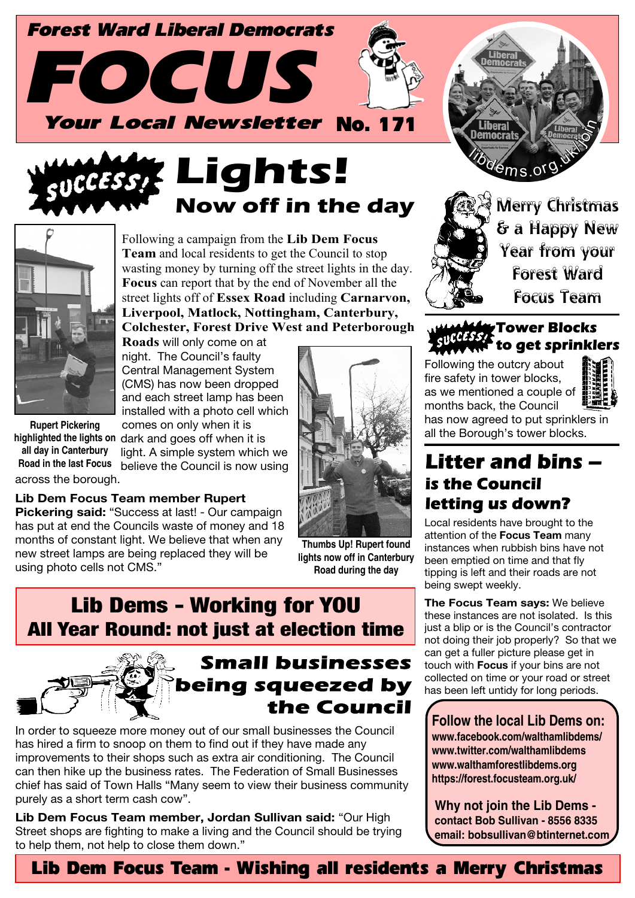# Forest Ward Liberal Democrats

# FOCUS

**Your Local Newsletter No. 171**

libdems.org.uk/join

## SUCCESS! Lights! Now off in the day

Following a campaign from the **Lib Dem Focus Team** and local residents to get the Council to stop wasting money by turning off the street lights in the day. **Focus** can report that by the end of November all the street lights off of **Essex Road** including **Carnarvon, Liverpool, Matlock, Nottingham, Canterbury, Colchester, Forest Drive West and Peterborough Roads** will only come on at night. The Council's faulty Central Management System (CMS) has now been dropped and each street lamp has been installed with a photo cell which comes on only when it is dark and goes off when it is light. A simple system which we believe the Council is now using across the borough.

Rupert Pickering highlighted the lights on all day in Canterbury Road in the last Focus

**Lib Dem Focus Team member Rupert Pickering said:** "Success at last! - Our campaign has put at end the Councils waste of money and 18 months of constant light. We believe that when any new street lamps are being replaced they will be using photo cells not CMS."

Thumbs Up! Rupert found lights now off in Canterbury Road during the day

## Lib Dems - Working for YOU All Year Round: not just at election time

## Small businesses being squeezed by the Council

In order to squeeze more money out of our small businesses the Council has hired a firm to snoop on them to find out if they have made any improvements to their shops such as extra air conditioning. The Council can then hike up the business rates. The Federation of Small Businesses chief has said of Town Halls "Many seem to view their business community purely as a short term cash cow".

**Lib Dem Focus Team member, Jordan Sullivan said:** "Our High Street shops are fighting to make a living and the Council should be trying to help them, not help to close them down."

Merry Christmas & a Happy New Year from your Forest Ward Focus Team

## SUCCESS! Tower Blocks to get sprinklers

Following the outcry about fire safety in tower blocks, as we mentioned a couple of months back, the Council has now agreed to put sprinklers in all the Borough's tower blocks.

## Litter and bins – is the Council letting us down?

Local residents have brought to the attention of the **Focus Team** many instances when rubbish bins have not been emptied on time and that fly tipping is left and their roads are not being swept weekly.

**The Focus Team says:** We believe these instances are not isolated. Is this just a blip or is the Council's contractor not doing their job properly? So that we can get a fuller picture please get in touch with **Focus** if your bins are not collected on time or your road or street has been left untidy for long periods.

**Follow the local Lib Dems on:**
www.facebook.com/walthamlibdems/
www.twitter.com/walthamlibdems
www.walthamforestlibdems.org
https://forest.focusteam.org.uk/

**Why not join the Lib Dems - contact Bob Sullivan - 8556 8335 email: bobsullivan@btinternet.com**

**Lib Dem Focus Team - Wishing all residents a Merry Christmas**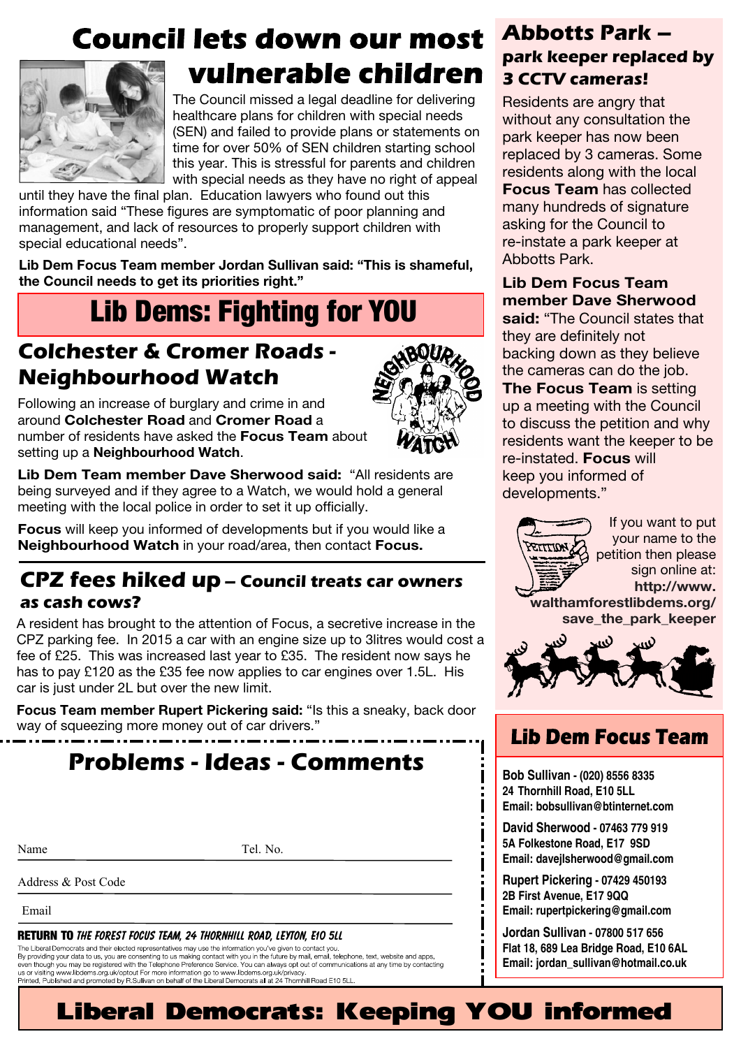# Council lets down our most vulnerable children

The Council missed a legal deadline for delivering healthcare plans for children with special needs (SEN) and failed to provide plans or statements on time for over 50% of SEN children starting school this year. This is stressful for parents and children with special needs as they have no right of appeal until they have the final plan. Education lawyers who found out this information said "These figures are symptomatic of poor planning and management, and lack of resources to properly support children with special educational needs".

**Lib Dem Focus Team member Jordan Sullivan said: "This is shameful, the Council needs to get its priorities right."**

# Lib Dems: Fighting for YOU

## Colchester & Cromer Roads - Neighbourhood Watch

Following an increase of burglary and crime in and around **Colchester Road** and **Cromer Road** a number of residents have asked the **Focus Team** about setting up a **Neighbourhood Watch**.

**Lib Dem Team member Dave Sherwood said:** "All residents are being surveyed and if they agree to a Watch, we would hold a general meeting with the local police in order to set it up officially.

**Focus** will keep you informed of developments but if you would like a **Neighbourhood Watch** in your road/area, then contact **Focus.**

## CPZ fees hiked up – Council treats car owners as cash cows?

A resident has brought to the attention of Focus, a secretive increase in the CPZ parking fee. In 2015 a car with an engine size up to 3litres would cost a fee of £25. This was increased last year to £35. The resident now says he has to pay £120 as the £35 fee now applies to car engines over 1.5L. His car is just under 2L but over the new limit.

**Focus Team member Rupert Pickering said:** "Is this a sneaky, back door way of squeezing more money out of car drivers."

## Abbotts Park – park keeper replaced by 3 CCTV cameras!

Residents are angry that without any consultation the park keeper has now been replaced by 3 cameras. Some residents along with the local **Focus Team** has collected many hundreds of signature asking for the Council to re-instate a park keeper at Abbotts Park.

**Lib Dem Focus Team member Dave Sherwood said:** "The Council states that they are definitely not backing down as they believe the cameras can do the job. **The Focus Team** is setting up a meeting with the Council to discuss the petition and why residents want the keeper to be re-instated. **Focus** will keep you informed of developments."

If you want to put your name to the petition then please sign online at: **http://www.walthamforestlibdems.org/save_the_park_keeper**

## Problems - Ideas - Comments

Name ______________________ Tel. No. ______________________

Address & Post Code ______________________

Email ______________________

**RETURN TO** ***THE FOREST FOCUS TEAM, 24 THORNHILL ROAD, LEYTON, E10 5LL***

The Liberal Democrats and their elected representatives may use the information you've given to contact you.
By providing your data to us, you are consenting to us making contact with you in the future by mail, email, telephone, text, website and apps, even though you may be registered with the Telephone Preference Service. You can always opt out of communications at any time by contacting us or visiting www.libdems.org.uk/optout For more information go to www.libdems.org.uk/privacy.
Printed, Published and promoted by R.Sullivan on behalf of the Liberal Democrats all at 24 Thornhill Road E10 5LL.

## Lib Dem Focus Team

**Bob Sullivan - (020) 8556 8335**
**24 Thornhill Road, E10 5LL**
**Email: bobsullivan@btinternet.com**

**David Sherwood - 07463 779 919**
**5A Folkestone Road, E17 9SD**
**Email: davejlsherwood@gmail.com**

**Rupert Pickering - 07429 450193**
**2B First Avenue, E17 9QQ**
**Email: rupertpickering@gmail.com**

**Jordan Sullivan - 07800 517 656**
**Flat 18, 689 Lea Bridge Road, E10 6AL**
**Email: jordan_sullivan@hotmail.co.uk**

# Liberal Democrats: Keeping YOU informed